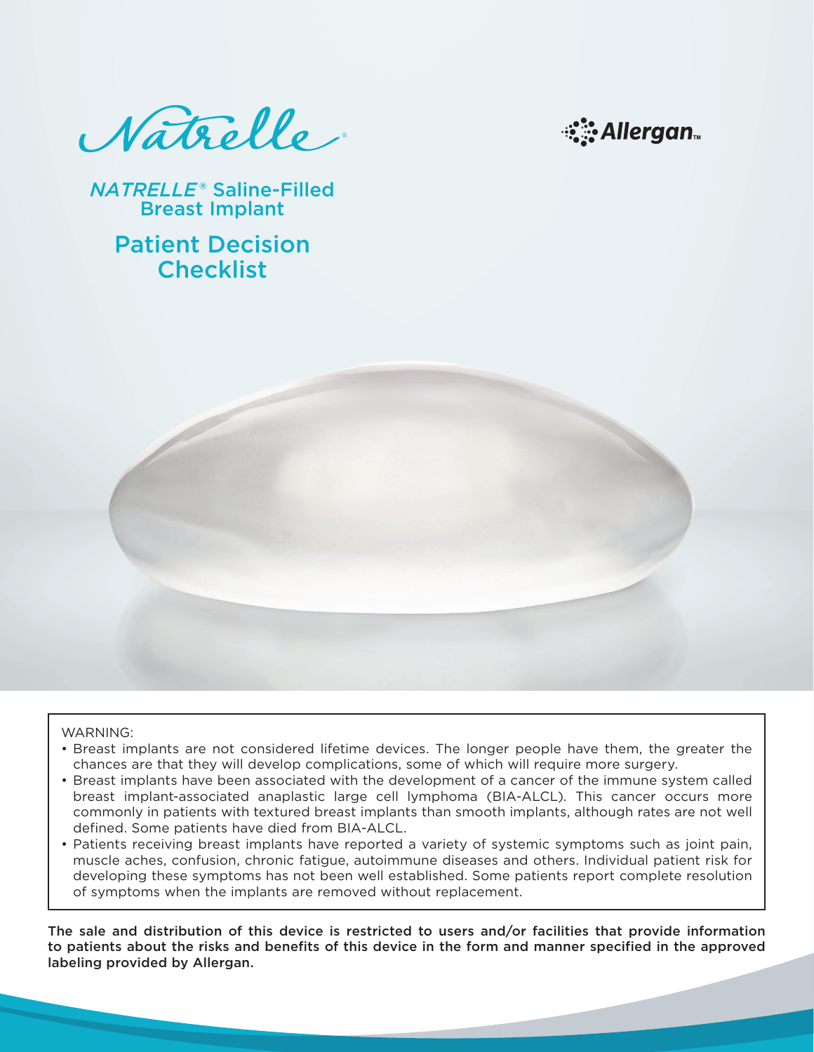Natrelle®

Allergan™

# *NATRELLE®* Saline-Filled Breast Implant

# Patient Decision Checklist

WARNING:

- Breast implants are not considered lifetime devices. The longer people have them, the greater the chances are that they will develop complications, some of which will require more surgery.
- Breast implants have been associated with the development of a cancer of the immune system called breast implant-associated anaplastic large cell lymphoma (BIA-ALCL). This cancer occurs more commonly in patients with textured breast implants than smooth implants, although rates are not well defined. Some patients have died from BIA-ALCL.
- Patients receiving breast implants have reported a variety of systemic symptoms such as joint pain, muscle aches, confusion, chronic fatigue, autoimmune diseases and others. Individual patient risk for developing these symptoms has not been well established. Some patients report complete resolution of symptoms when the implants are removed without replacement.

**The sale and distribution of this device is restricted to users and/or facilities that provide information to patients about the risks and benefits of this device in the form and manner specified in the approved labeling provided by Allergan.**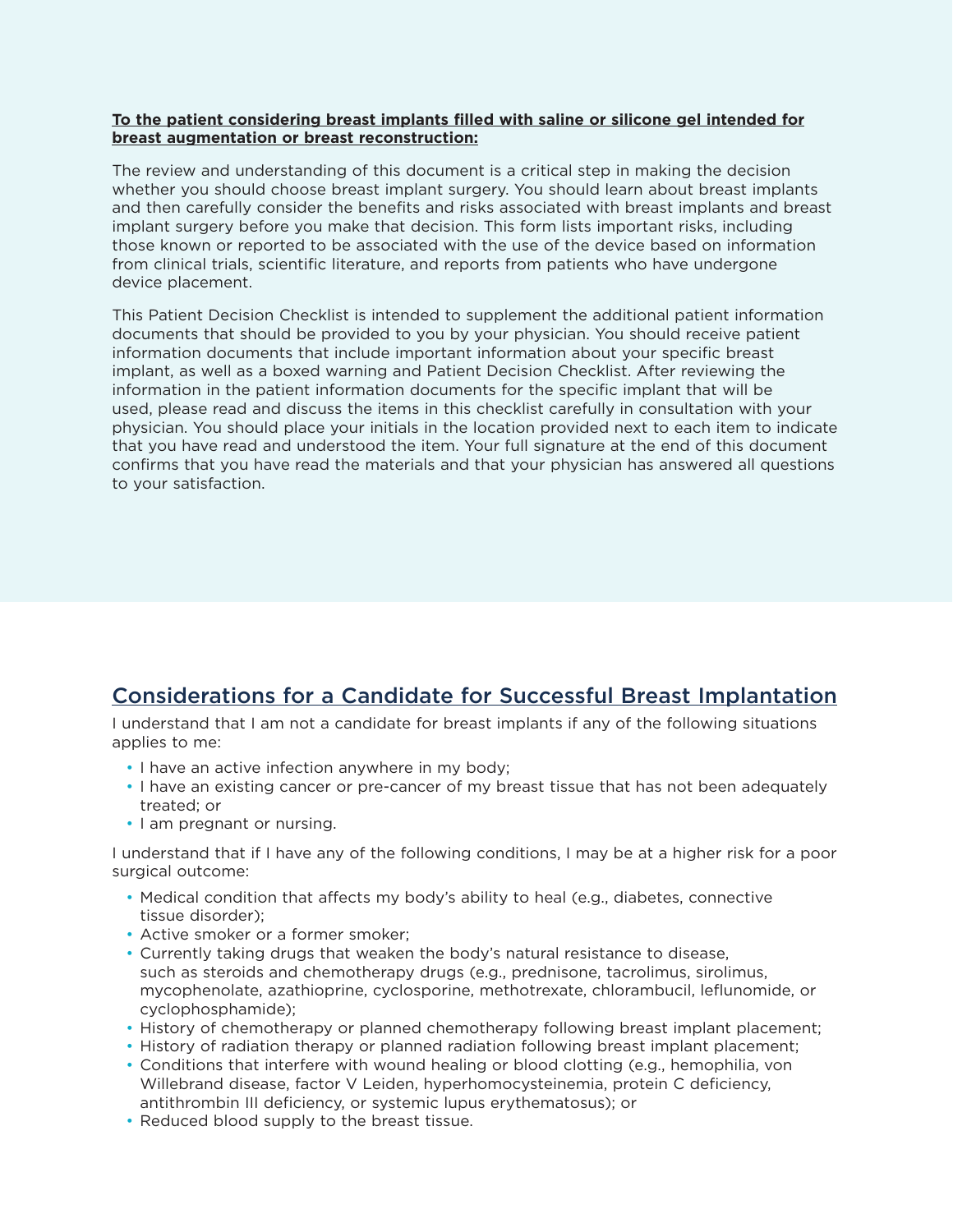**To the patient considering breast implants filled with saline or silicone gel intended for breast augmentation or breast reconstruction:**

The review and understanding of this document is a critical step in making the decision whether you should choose breast implant surgery. You should learn about breast implants and then carefully consider the benefits and risks associated with breast implants and breast implant surgery before you make that decision. This form lists important risks, including those known or reported to be associated with the use of the device based on information from clinical trials, scientific literature, and reports from patients who have undergone device placement.

This Patient Decision Checklist is intended to supplement the additional patient information documents that should be provided to you by your physician. You should receive patient information documents that include important information about your specific breast implant, as well as a boxed warning and Patient Decision Checklist. After reviewing the information in the patient information documents for the specific implant that will be used, please read and discuss the items in this checklist carefully in consultation with your physician. You should place your initials in the location provided next to each item to indicate that you have read and understood the item. Your full signature at the end of this document confirms that you have read the materials and that your physician has answered all questions to your satisfaction.

## Considerations for a Candidate for Successful Breast Implantation

I understand that I am not a candidate for breast implants if any of the following situations applies to me:

- I have an active infection anywhere in my body;
- I have an existing cancer or pre-cancer of my breast tissue that has not been adequately treated; or
- I am pregnant or nursing.

I understand that if I have any of the following conditions, I may be at a higher risk for a poor surgical outcome:

- Medical condition that affects my body's ability to heal (e.g., diabetes, connective tissue disorder);
- Active smoker or a former smoker;
- Currently taking drugs that weaken the body's natural resistance to disease, such as steroids and chemotherapy drugs (e.g., prednisone, tacrolimus, sirolimus, mycophenolate, azathioprine, cyclosporine, methotrexate, chlorambucil, leflunomide, or cyclophosphamide);
- History of chemotherapy or planned chemotherapy following breast implant placement;
- History of radiation therapy or planned radiation following breast implant placement;
- Conditions that interfere with wound healing or blood clotting (e.g., hemophilia, von Willebrand disease, factor V Leiden, hyperhomocysteinemia, protein C deficiency, antithrombin III deficiency, or systemic lupus erythematosus); or
- Reduced blood supply to the breast tissue.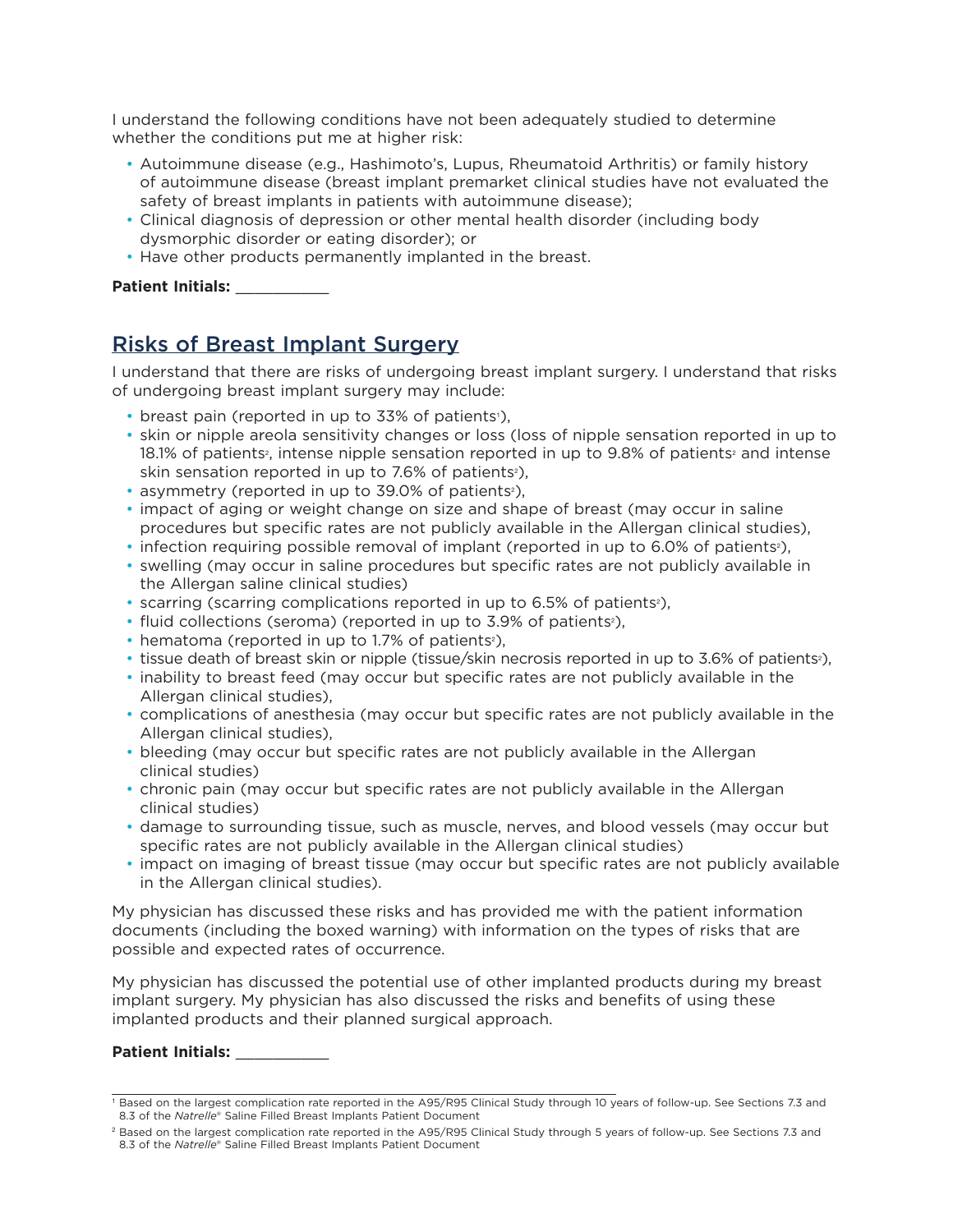I understand the following conditions have not been adequately studied to determine whether the conditions put me at higher risk:

- Autoimmune disease (e.g., Hashimoto's, Lupus, Rheumatoid Arthritis) or family history of autoimmune disease (breast implant premarket clinical studies have not evaluated the safety of breast implants in patients with autoimmune disease);
- Clinical diagnosis of depression or other mental health disorder (including body dysmorphic disorder or eating disorder); or
- Have other products permanently implanted in the breast.

**Patient Initials:** ___________

## Risks of Breast Implant Surgery

I understand that there are risks of undergoing breast implant surgery. I understand that risks of undergoing breast implant surgery may include:

- breast pain (reported in up to 33% of patients[1]),
- skin or nipple areola sensitivity changes or loss (loss of nipple sensation reported in up to 18.1% of patients[2], intense nipple sensation reported in up to 9.8% of patients[2] and intense skin sensation reported in up to 7.6% of patients[2]),
- asymmetry (reported in up to 39.0% of patients[2]),
- impact of aging or weight change on size and shape of breast (may occur in saline procedures but specific rates are not publicly available in the Allergan clinical studies),
- infection requiring possible removal of implant (reported in up to 6.0% of patients[2]),
- swelling (may occur in saline procedures but specific rates are not publicly available in the Allergan saline clinical studies)
- scarring (scarring complications reported in up to 6.5% of patients[2]),
- fluid collections (seroma) (reported in up to 3.9% of patients[2]),
- hematoma (reported in up to 1.7% of patients[2]),
- tissue death of breast skin or nipple (tissue/skin necrosis reported in up to 3.6% of patients[2]),
- inability to breast feed (may occur but specific rates are not publicly available in the Allergan clinical studies),
- complications of anesthesia (may occur but specific rates are not publicly available in the Allergan clinical studies),
- bleeding (may occur but specific rates are not publicly available in the Allergan clinical studies)
- chronic pain (may occur but specific rates are not publicly available in the Allergan clinical studies)
- damage to surrounding tissue, such as muscle, nerves, and blood vessels (may occur but specific rates are not publicly available in the Allergan clinical studies)
- impact on imaging of breast tissue (may occur but specific rates are not publicly available in the Allergan clinical studies).

My physician has discussed these risks and has provided me with the patient information documents (including the boxed warning) with information on the types of risks that are possible and expected rates of occurrence.

My physician has discussed the potential use of other implanted products during my breast implant surgery. My physician has also discussed the risks and benefits of using these implanted products and their planned surgical approach.

**Patient Initials:** ___________

---

[1] Based on the largest complication rate reported in the A95/R95 Clinical Study through 10 years of follow-up. See Sections 7.3 and 8.3 of the *Natrelle*® Saline Filled Breast Implants Patient Document

[2] Based on the largest complication rate reported in the A95/R95 Clinical Study through 5 years of follow-up. See Sections 7.3 and 8.3 of the *Natrelle*® Saline Filled Breast Implants Patient Document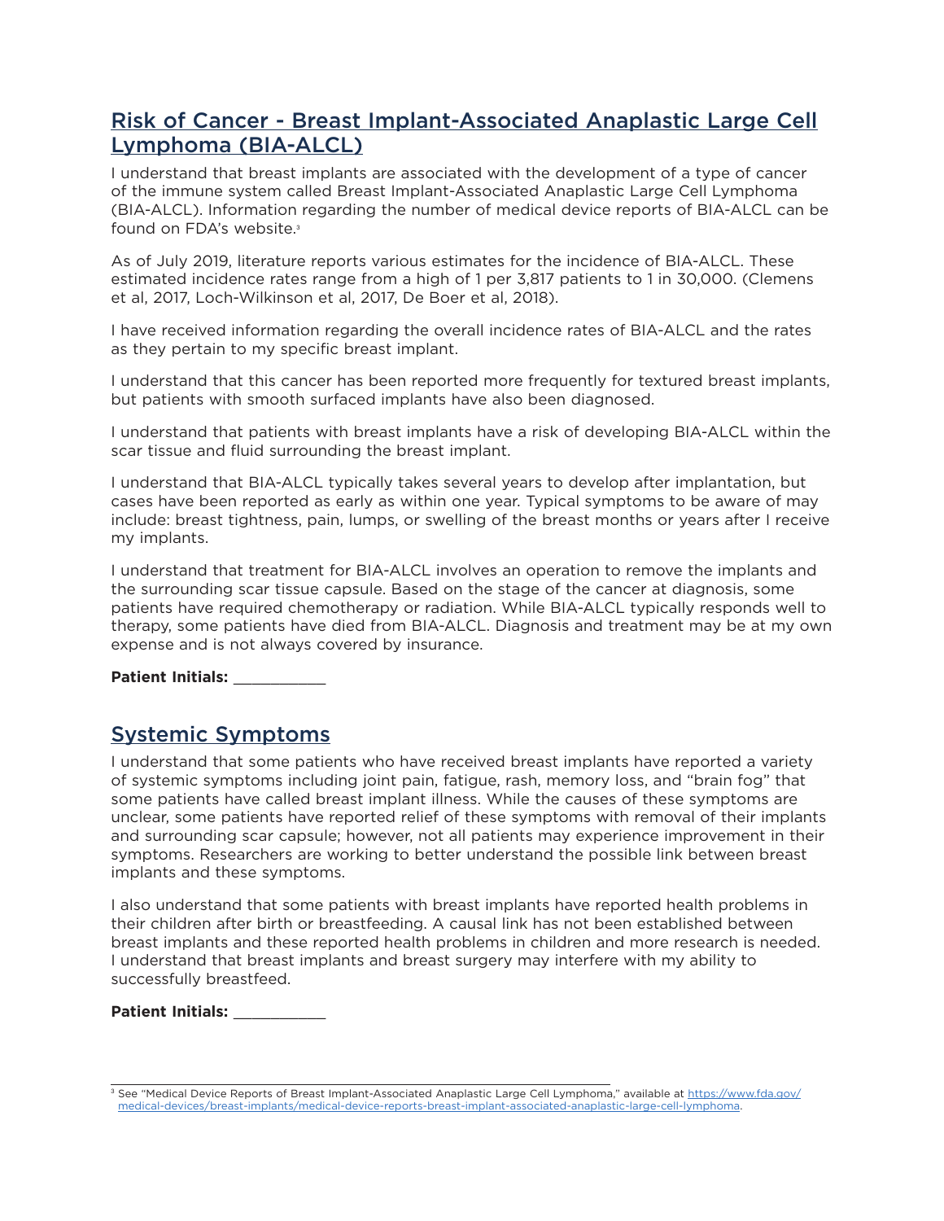## Risk of Cancer - Breast Implant-Associated Anaplastic Large Cell Lymphoma (BIA-ALCL)

I understand that breast implants are associated with the development of a type of cancer of the immune system called Breast Implant-Associated Anaplastic Large Cell Lymphoma (BIA-ALCL). Information regarding the number of medical device reports of BIA-ALCL can be found on FDA's website.[3]

As of July 2019, literature reports various estimates for the incidence of BIA-ALCL. These estimated incidence rates range from a high of 1 per 3,817 patients to 1 in 30,000. (Clemens et al, 2017, Loch-Wilkinson et al, 2017, De Boer et al, 2018).

I have received information regarding the overall incidence rates of BIA-ALCL and the rates as they pertain to my specific breast implant.

I understand that this cancer has been reported more frequently for textured breast implants, but patients with smooth surfaced implants have also been diagnosed.

I understand that patients with breast implants have a risk of developing BIA-ALCL within the scar tissue and fluid surrounding the breast implant.

I understand that BIA-ALCL typically takes several years to develop after implantation, but cases have been reported as early as within one year. Typical symptoms to be aware of may include: breast tightness, pain, lumps, or swelling of the breast months or years after I receive my implants.

I understand that treatment for BIA-ALCL involves an operation to remove the implants and the surrounding scar tissue capsule. Based on the stage of the cancer at diagnosis, some patients have required chemotherapy or radiation. While BIA-ALCL typically responds well to therapy, some patients have died from BIA-ALCL. Diagnosis and treatment may be at my own expense and is not always covered by insurance.

**Patient Initials:** ___________

## Systemic Symptoms

I understand that some patients who have received breast implants have reported a variety of systemic symptoms including joint pain, fatigue, rash, memory loss, and "brain fog" that some patients have called breast implant illness. While the causes of these symptoms are unclear, some patients have reported relief of these symptoms with removal of their implants and surrounding scar capsule; however, not all patients may experience improvement in their symptoms. Researchers are working to better understand the possible link between breast implants and these symptoms.

I also understand that some patients with breast implants have reported health problems in their children after birth or breastfeeding. A causal link has not been established between breast implants and these reported health problems in children and more research is needed. I understand that breast implants and breast surgery may interfere with my ability to successfully breastfeed.

**Patient Initials:** ___________

---

[3] See "Medical Device Reports of Breast Implant-Associated Anaplastic Large Cell Lymphoma," available at https://www.fda.gov/medical-devices/breast-implants/medical-device-reports-breast-implant-associated-anaplastic-large-cell-lymphoma.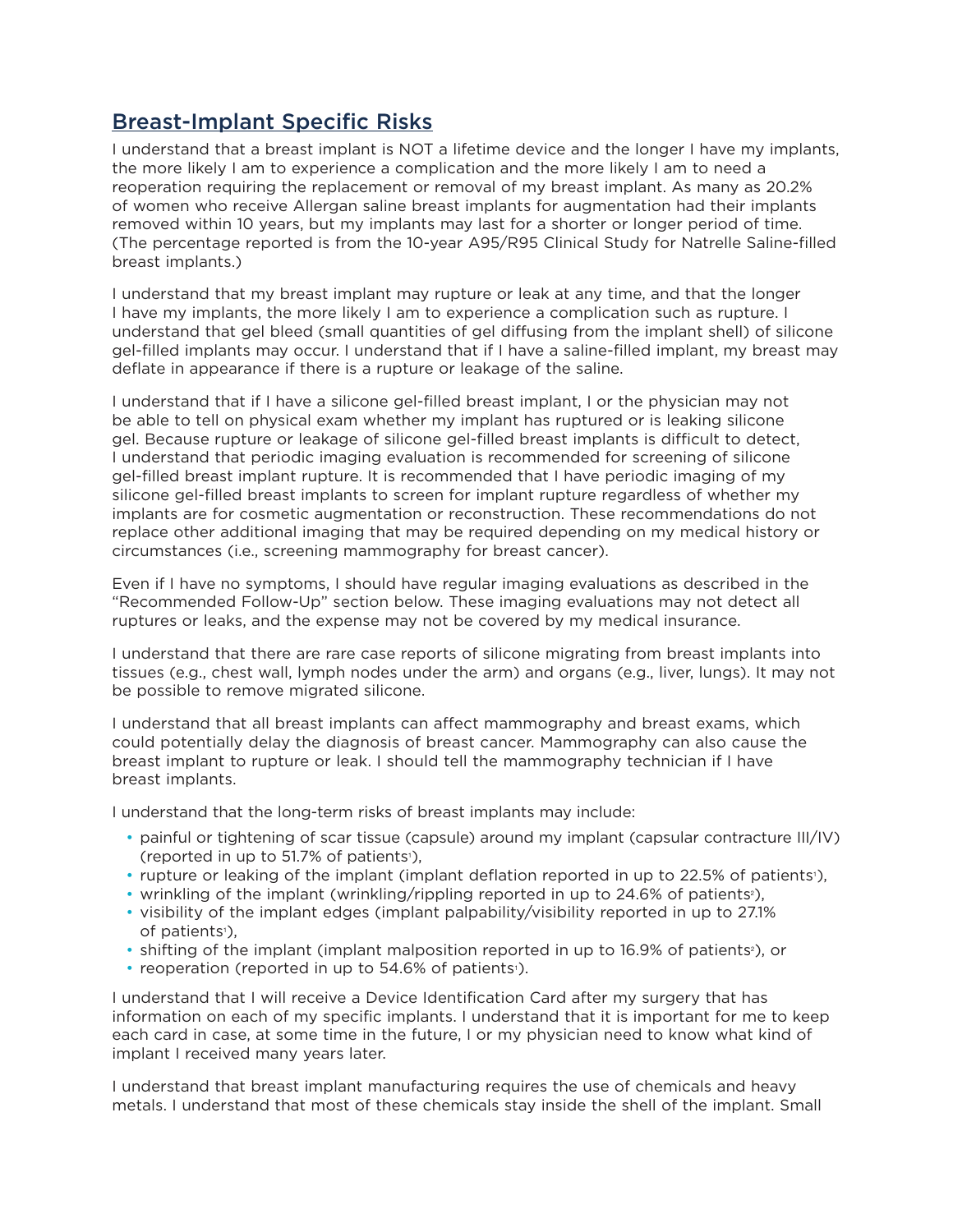## Breast-Implant Specific Risks

I understand that a breast implant is NOT a lifetime device and the longer I have my implants, the more likely I am to experience a complication and the more likely I am to need a reoperation requiring the replacement or removal of my breast implant. As many as 20.2% of women who receive Allergan saline breast implants for augmentation had their implants removed within 10 years, but my implants may last for a shorter or longer period of time. (The percentage reported is from the 10-year A95/R95 Clinical Study for Natrelle Saline-filled breast implants.)

I understand that my breast implant may rupture or leak at any time, and that the longer I have my implants, the more likely I am to experience a complication such as rupture. I understand that gel bleed (small quantities of gel diffusing from the implant shell) of silicone gel-filled implants may occur. I understand that if I have a saline-filled implant, my breast may deflate in appearance if there is a rupture or leakage of the saline.

I understand that if I have a silicone gel-filled breast implant, I or the physician may not be able to tell on physical exam whether my implant has ruptured or is leaking silicone gel. Because rupture or leakage of silicone gel-filled breast implants is difficult to detect, I understand that periodic imaging evaluation is recommended for screening of silicone gel-filled breast implant rupture. It is recommended that I have periodic imaging of my silicone gel-filled breast implants to screen for implant rupture regardless of whether my implants are for cosmetic augmentation or reconstruction. These recommendations do not replace other additional imaging that may be required depending on my medical history or circumstances (i.e., screening mammography for breast cancer).

Even if I have no symptoms, I should have regular imaging evaluations as described in the "Recommended Follow-Up" section below. These imaging evaluations may not detect all ruptures or leaks, and the expense may not be covered by my medical insurance.

I understand that there are rare case reports of silicone migrating from breast implants into tissues (e.g., chest wall, lymph nodes under the arm) and organs (e.g., liver, lungs). It may not be possible to remove migrated silicone.

I understand that all breast implants can affect mammography and breast exams, which could potentially delay the diagnosis of breast cancer. Mammography can also cause the breast implant to rupture or leak. I should tell the mammography technician if I have breast implants.

I understand that the long-term risks of breast implants may include:

- painful or tightening of scar tissue (capsule) around my implant (capsular contracture III/IV) (reported in up to 51.7% of patients[1]),
- rupture or leaking of the implant (implant deflation reported in up to 22.5% of patients[1]),
- wrinkling of the implant (wrinkling/rippling reported in up to 24.6% of patients[2]),
- visibility of the implant edges (implant palpability/visibility reported in up to 27.1% of patients[1]),
- shifting of the implant (implant malposition reported in up to 16.9% of patients[2]), or
- reoperation (reported in up to 54.6% of patients[1]).

I understand that I will receive a Device Identification Card after my surgery that has information on each of my specific implants. I understand that it is important for me to keep each card in case, at some time in the future, I or my physician need to know what kind of implant I received many years later.

I understand that breast implant manufacturing requires the use of chemicals and heavy metals. I understand that most of these chemicals stay inside the shell of the implant. Small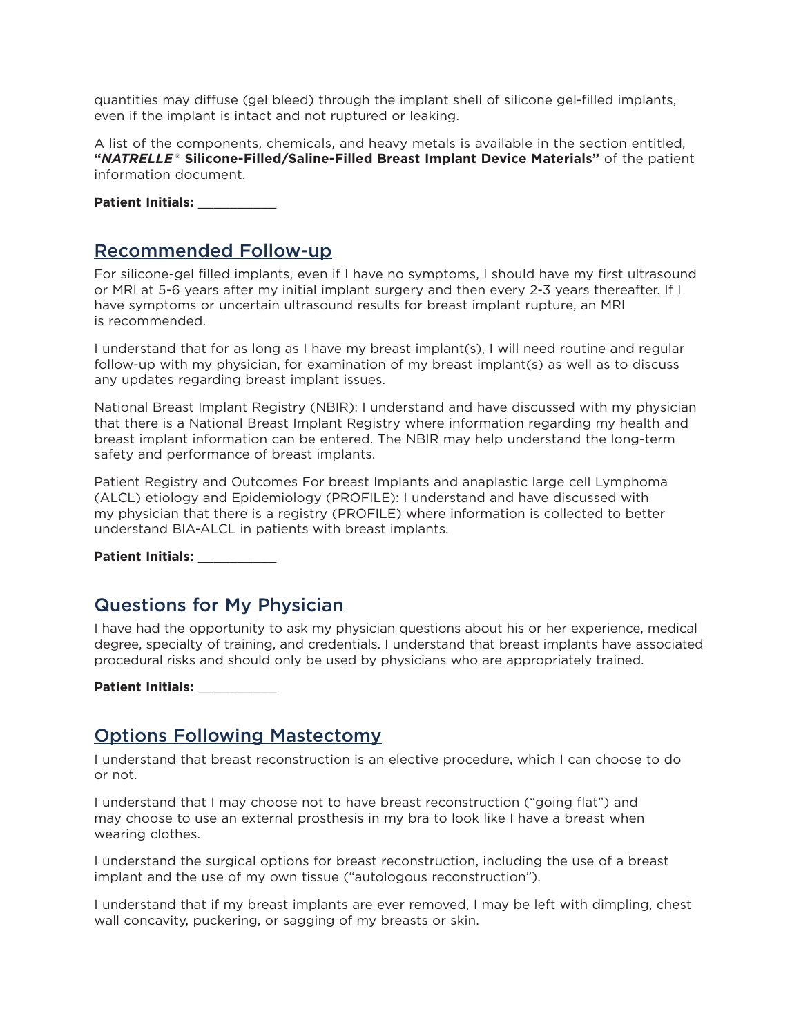quantities may diffuse (gel bleed) through the implant shell of silicone gel-filled implants, even if the implant is intact and not ruptured or leaking.

A list of the components, chemicals, and heavy metals is available in the section entitled, **"*NATRELLE*® Silicone-Filled/Saline-Filled Breast Implant Device Materials"** of the patient information document.

**Patient Initials:** ___________

## Recommended Follow-up

For silicone-gel filled implants, even if I have no symptoms, I should have my first ultrasound or MRI at 5-6 years after my initial implant surgery and then every 2-3 years thereafter. If I have symptoms or uncertain ultrasound results for breast implant rupture, an MRI is recommended.

I understand that for as long as I have my breast implant(s), I will need routine and regular follow-up with my physician, for examination of my breast implant(s) as well as to discuss any updates regarding breast implant issues.

National Breast Implant Registry (NBIR): I understand and have discussed with my physician that there is a National Breast Implant Registry where information regarding my health and breast implant information can be entered. The NBIR may help understand the long-term safety and performance of breast implants.

Patient Registry and Outcomes For breast Implants and anaplastic large cell Lymphoma (ALCL) etiology and Epidemiology (PROFILE): I understand and have discussed with my physician that there is a registry (PROFILE) where information is collected to better understand BIA-ALCL in patients with breast implants.

**Patient Initials:** ___________

## Questions for My Physician

I have had the opportunity to ask my physician questions about his or her experience, medical degree, specialty of training, and credentials. I understand that breast implants have associated procedural risks and should only be used by physicians who are appropriately trained.

**Patient Initials:** ___________

## Options Following Mastectomy

I understand that breast reconstruction is an elective procedure, which I can choose to do or not.

I understand that I may choose not to have breast reconstruction ("going flat") and may choose to use an external prosthesis in my bra to look like I have a breast when wearing clothes.

I understand the surgical options for breast reconstruction, including the use of a breast implant and the use of my own tissue ("autologous reconstruction").

I understand that if my breast implants are ever removed, I may be left with dimpling, chest wall concavity, puckering, or sagging of my breasts or skin.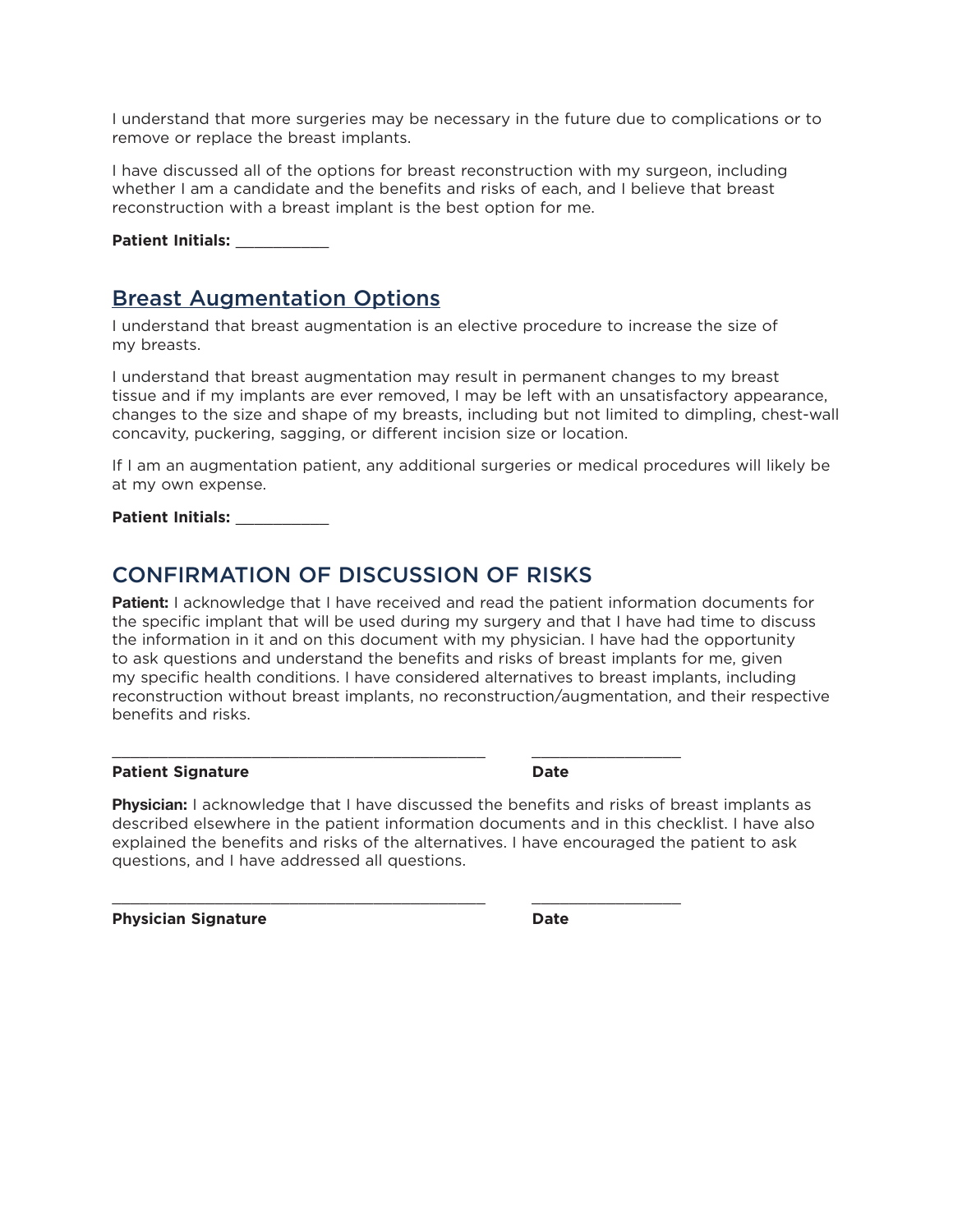I understand that more surgeries may be necessary in the future due to complications or to remove or replace the breast implants.

I have discussed all of the options for breast reconstruction with my surgeon, including whether I am a candidate and the benefits and risks of each, and I believe that breast reconstruction with a breast implant is the best option for me.

**Patient Initials:** ___________

## Breast Augmentation Options

I understand that breast augmentation is an elective procedure to increase the size of my breasts.

I understand that breast augmentation may result in permanent changes to my breast tissue and if my implants are ever removed, I may be left with an unsatisfactory appearance, changes to the size and shape of my breasts, including but not limited to dimpling, chest-wall concavity, puckering, sagging, or different incision size or location.

If I am an augmentation patient, any additional surgeries or medical procedures will likely be at my own expense.

**Patient Initials:** ___________

## CONFIRMATION OF DISCUSSION OF RISKS

**Patient:** I acknowledge that I have received and read the patient information documents for the specific implant that will be used during my surgery and that I have had time to discuss the information in it and on this document with my physician. I have had the opportunity to ask questions and understand the benefits and risks of breast implants for me, given my specific health conditions. I have considered alternatives to breast implants, including reconstruction without breast implants, no reconstruction/augmentation, and their respective benefits and risks.

___________________________________________ _________________

**Patient Signature** **Date**

**Physician:** I acknowledge that I have discussed the benefits and risks of breast implants as described elsewhere in the patient information documents and in this checklist. I have also explained the benefits and risks of the alternatives. I have encouraged the patient to ask questions, and I have addressed all questions.

___________________________________________ _________________

**Physician Signature** **Date**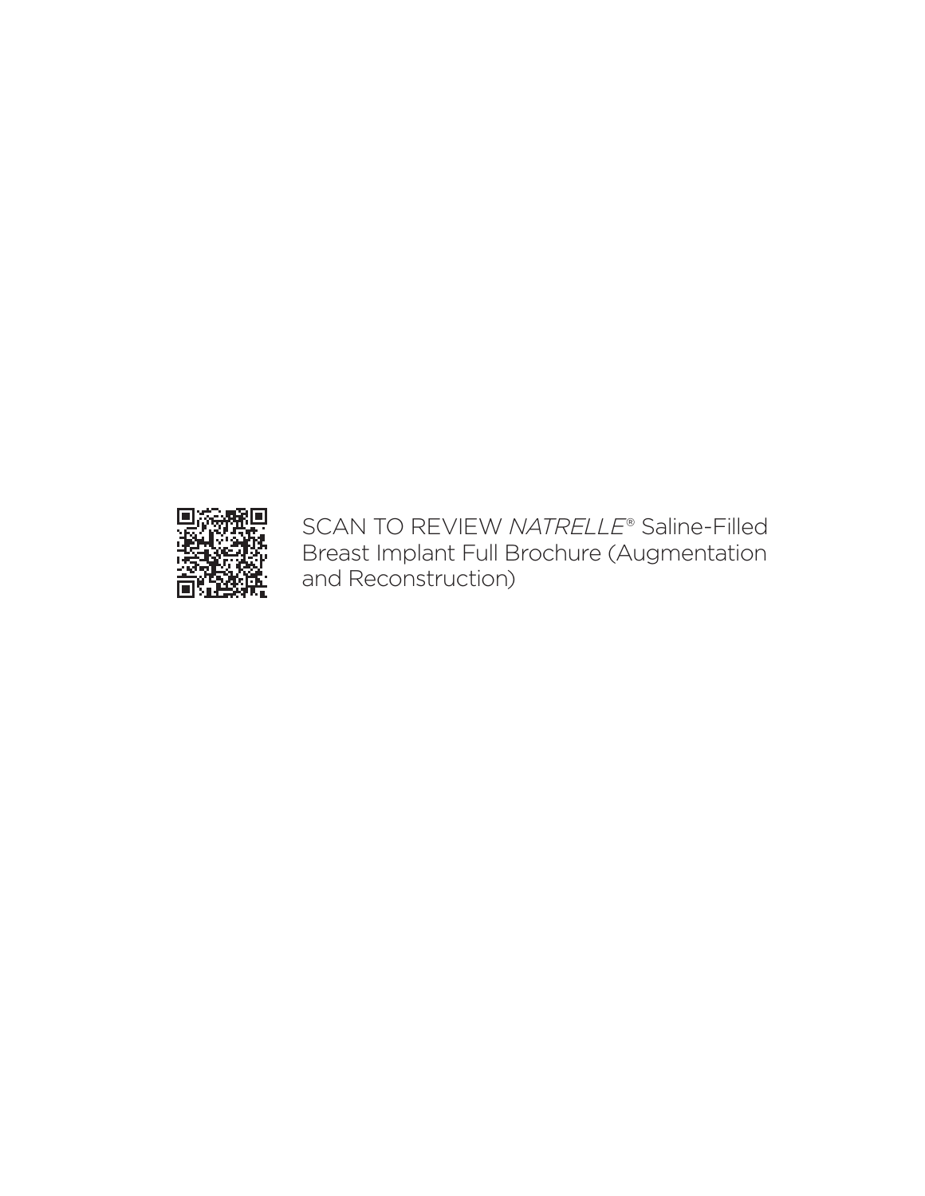SCAN TO REVIEW *NATRELLE*® Saline-Filled Breast Implant Full Brochure (Augmentation and Reconstruction)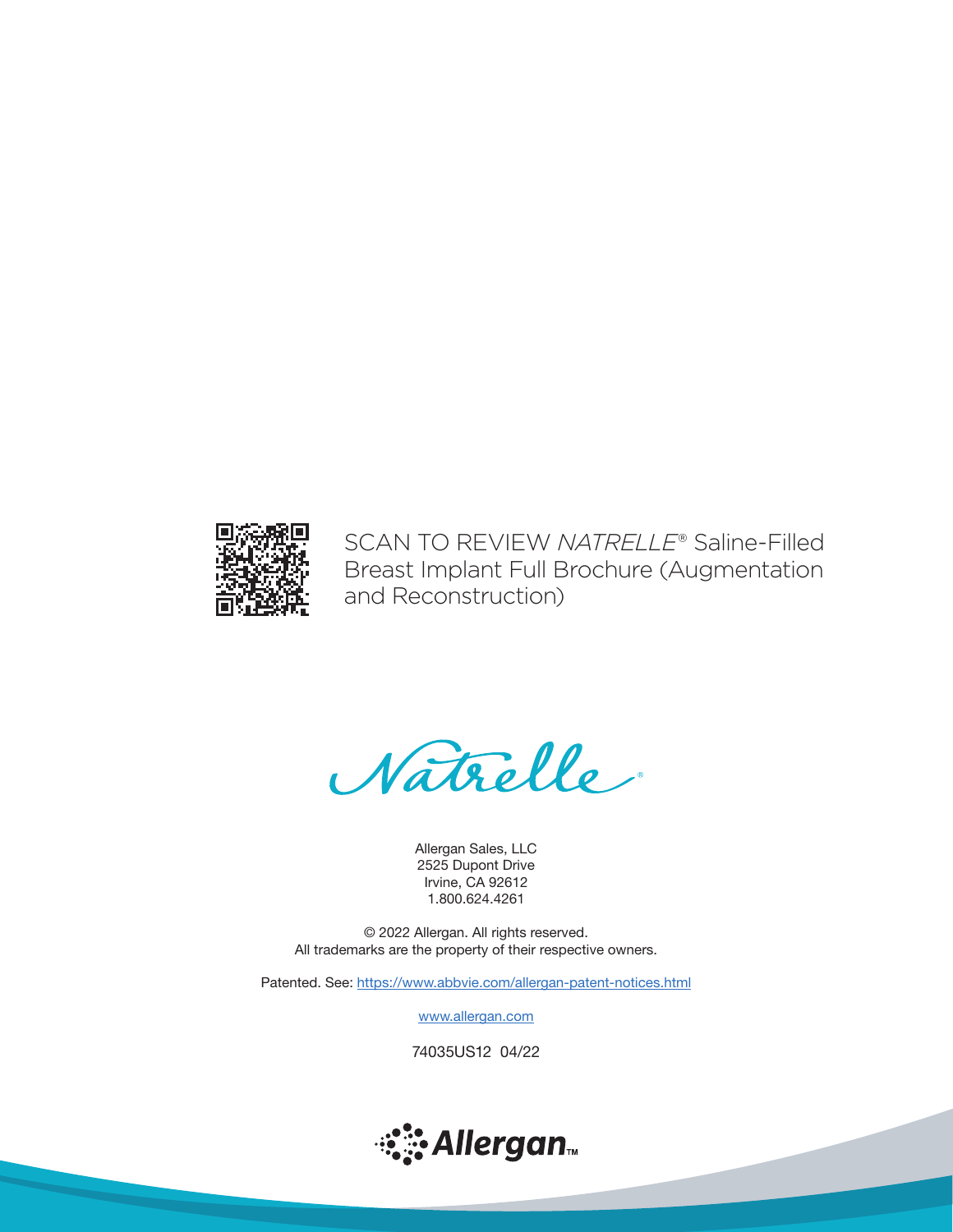SCAN TO REVIEW *NATRELLE*® Saline-Filled Breast Implant Full Brochure (Augmentation and Reconstruction)

Natrelle®

Allergan Sales, LLC
2525 Dupont Drive
Irvine, CA 92612
1.800.624.4261

© 2022 Allergan. All rights reserved.
All trademarks are the property of their respective owners.

Patented. See: https://www.abbvie.com/allergan-patent-notices.html

www.allergan.com

74035US12 04/22

Allergan™